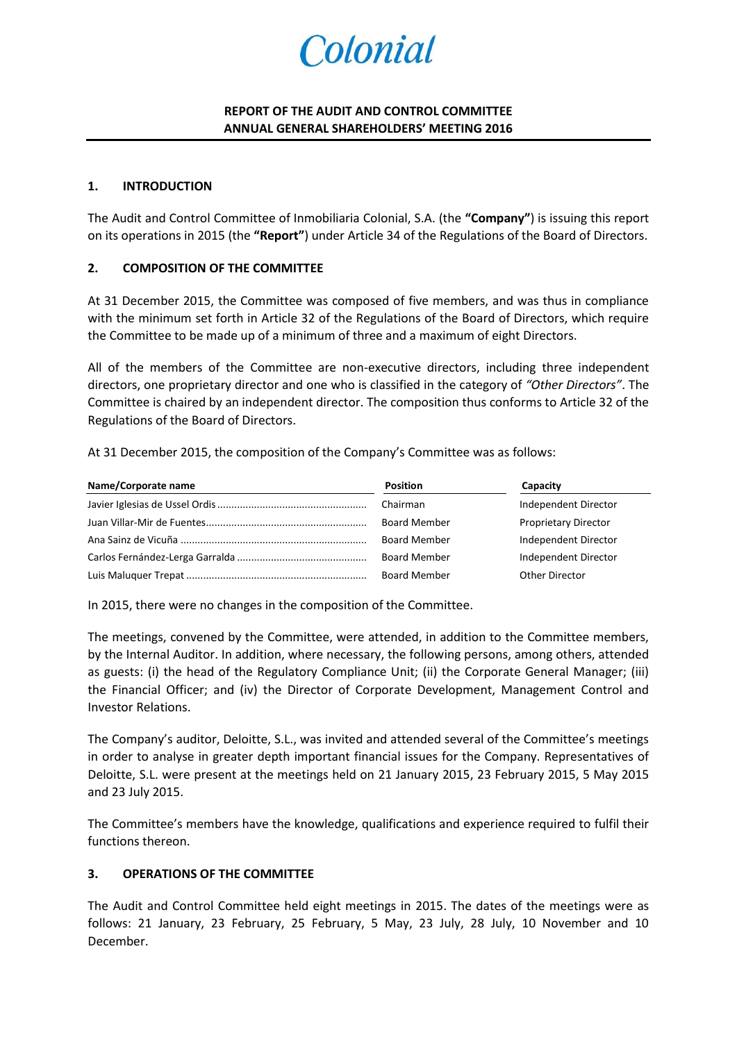Colonial

**REPORT OF THE AUDIT AND CONTROL COMMITTEE**
**ANNUAL GENERAL SHAREHOLDERS' MEETING 2016**

## 1. INTRODUCTION

The Audit and Control Committee of Inmobiliaria Colonial, S.A. (the **"Company"**) is issuing this report on its operations in 2015 (the **"Report"**) under Article 34 of the Regulations of the Board of Directors.

## 2. COMPOSITION OF THE COMMITTEE

At 31 December 2015, the Committee was composed of five members, and was thus in compliance with the minimum set forth in Article 32 of the Regulations of the Board of Directors, which require the Committee to be made up of a minimum of three and a maximum of eight Directors.

All of the members of the Committee are non-executive directors, including three independent directors, one proprietary director and one who is classified in the category of *"Other Directors"*. The Committee is chaired by an independent director. The composition thus conforms to Article 32 of the Regulations of the Board of Directors.

At 31 December 2015, the composition of the Company's Committee was as follows:

| Name/Corporate name | Position | Capacity |
|---|---|---|
| Javier Iglesias de Ussel Ordis | Chairman | Independent Director |
| Juan Villar-Mir de Fuentes | Board Member | Proprietary Director |
| Ana Sainz de Vicuña | Board Member | Independent Director |
| Carlos Fernández-Lerga Garralda | Board Member | Independent Director |
| Luis Maluquer Trepat | Board Member | Other Director |

In 2015, there were no changes in the composition of the Committee.

The meetings, convened by the Committee, were attended, in addition to the Committee members, by the Internal Auditor. In addition, where necessary, the following persons, among others, attended as guests: (i) the head of the Regulatory Compliance Unit; (ii) the Corporate General Manager; (iii) the Financial Officer; and (iv) the Director of Corporate Development, Management Control and Investor Relations.

The Company's auditor, Deloitte, S.L., was invited and attended several of the Committee's meetings in order to analyse in greater depth important financial issues for the Company. Representatives of Deloitte, S.L. were present at the meetings held on 21 January 2015, 23 February 2015, 5 May 2015 and 23 July 2015.

The Committee's members have the knowledge, qualifications and experience required to fulfil their functions thereon.

## 3. OPERATIONS OF THE COMMITTEE

The Audit and Control Committee held eight meetings in 2015. The dates of the meetings were as follows: 21 January, 23 February, 25 February, 5 May, 23 July, 28 July, 10 November and 10 December.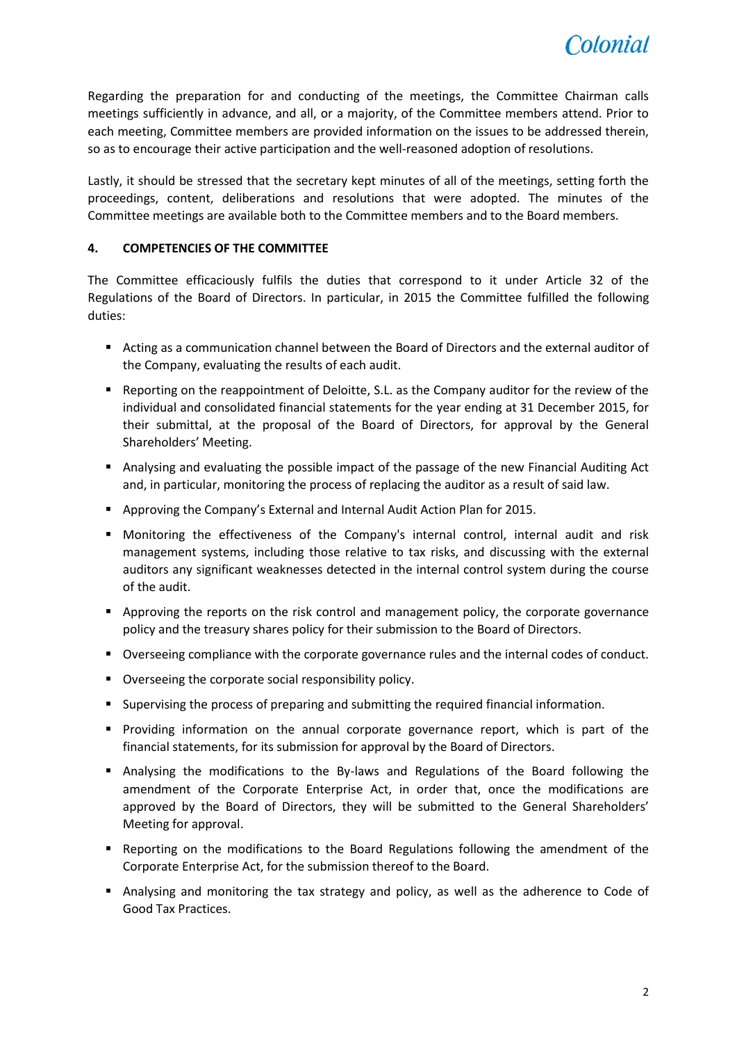Regarding the preparation for and conducting of the meetings, the Committee Chairman calls meetings sufficiently in advance, and all, or a majority, of the Committee members attend. Prior to each meeting, Committee members are provided information on the issues to be addressed therein, so as to encourage their active participation and the well-reasoned adoption of resolutions.

Lastly, it should be stressed that the secretary kept minutes of all of the meetings, setting forth the proceedings, content, deliberations and resolutions that were adopted. The minutes of the Committee meetings are available both to the Committee members and to the Board members.

## 4. COMPETENCIES OF THE COMMITTEE

The Committee efficaciously fulfils the duties that correspond to it under Article 32 of the Regulations of the Board of Directors. In particular, in 2015 the Committee fulfilled the following duties:

- Acting as a communication channel between the Board of Directors and the external auditor of the Company, evaluating the results of each audit.
- Reporting on the reappointment of Deloitte, S.L. as the Company auditor for the review of the individual and consolidated financial statements for the year ending at 31 December 2015, for their submittal, at the proposal of the Board of Directors, for approval by the General Shareholders' Meeting.
- Analysing and evaluating the possible impact of the passage of the new Financial Auditing Act and, in particular, monitoring the process of replacing the auditor as a result of said law.
- Approving the Company's External and Internal Audit Action Plan for 2015.
- Monitoring the effectiveness of the Company's internal control, internal audit and risk management systems, including those relative to tax risks, and discussing with the external auditors any significant weaknesses detected in the internal control system during the course of the audit.
- Approving the reports on the risk control and management policy, the corporate governance policy and the treasury shares policy for their submission to the Board of Directors.
- Overseeing compliance with the corporate governance rules and the internal codes of conduct.
- Overseeing the corporate social responsibility policy.
- Supervising the process of preparing and submitting the required financial information.
- Providing information on the annual corporate governance report, which is part of the financial statements, for its submission for approval by the Board of Directors.
- Analysing the modifications to the By-laws and Regulations of the Board following the amendment of the Corporate Enterprise Act, in order that, once the modifications are approved by the Board of Directors, they will be submitted to the General Shareholders' Meeting for approval.
- Reporting on the modifications to the Board Regulations following the amendment of the Corporate Enterprise Act, for the submission thereof to the Board.
- Analysing and monitoring the tax strategy and policy, as well as the adherence to Code of Good Tax Practices.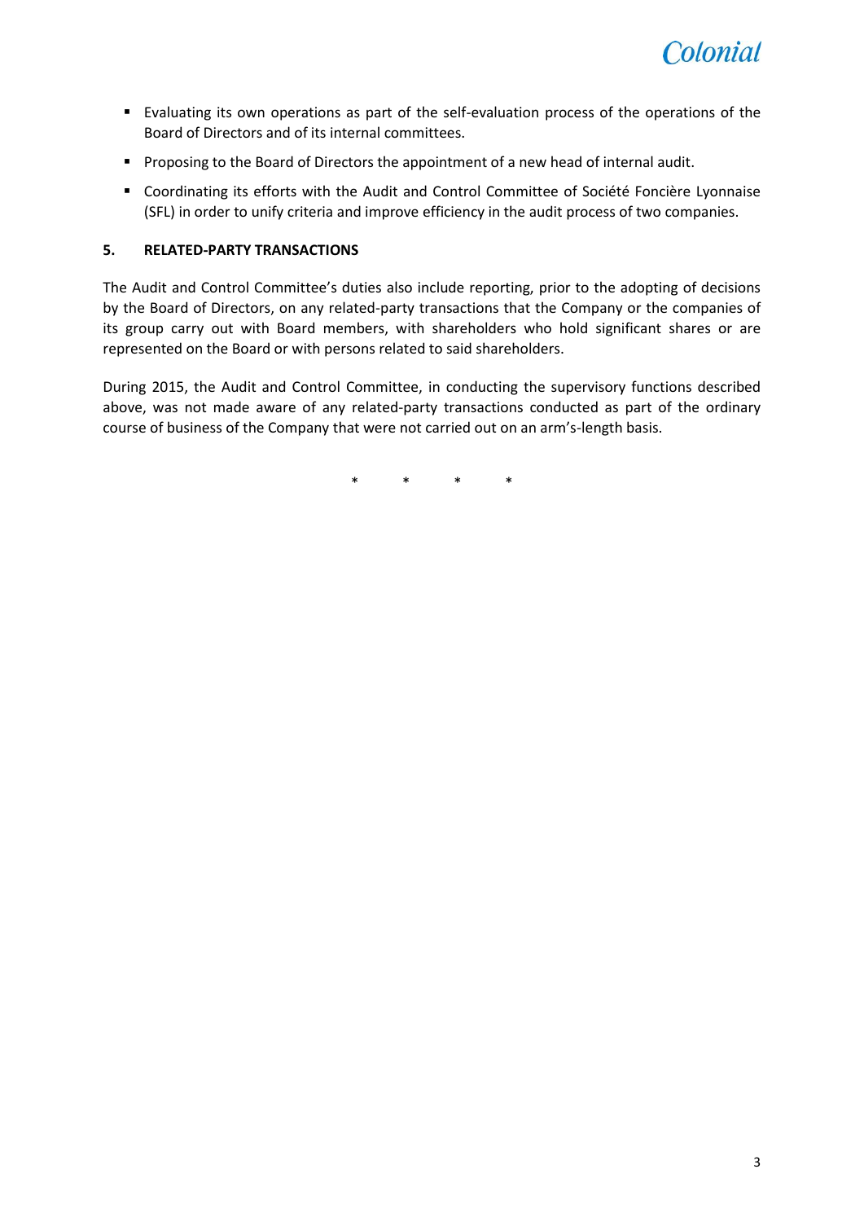- Evaluating its own operations as part of the self-evaluation process of the operations of the Board of Directors and of its internal committees.
- Proposing to the Board of Directors the appointment of a new head of internal audit.
- Coordinating its efforts with the Audit and Control Committee of Société Foncière Lyonnaise (SFL) in order to unify criteria and improve efficiency in the audit process of two companies.

## 5. RELATED-PARTY TRANSACTIONS

The Audit and Control Committee's duties also include reporting, prior to the adopting of decisions by the Board of Directors, on any related-party transactions that the Company or the companies of its group carry out with Board members, with shareholders who hold significant shares or are represented on the Board or with persons related to said shareholders.

During 2015, the Audit and Control Committee, in conducting the supervisory functions described above, was not made aware of any related-party transactions conducted as part of the ordinary course of business of the Company that were not carried out on an arm's-length basis.

\* \* \* \*